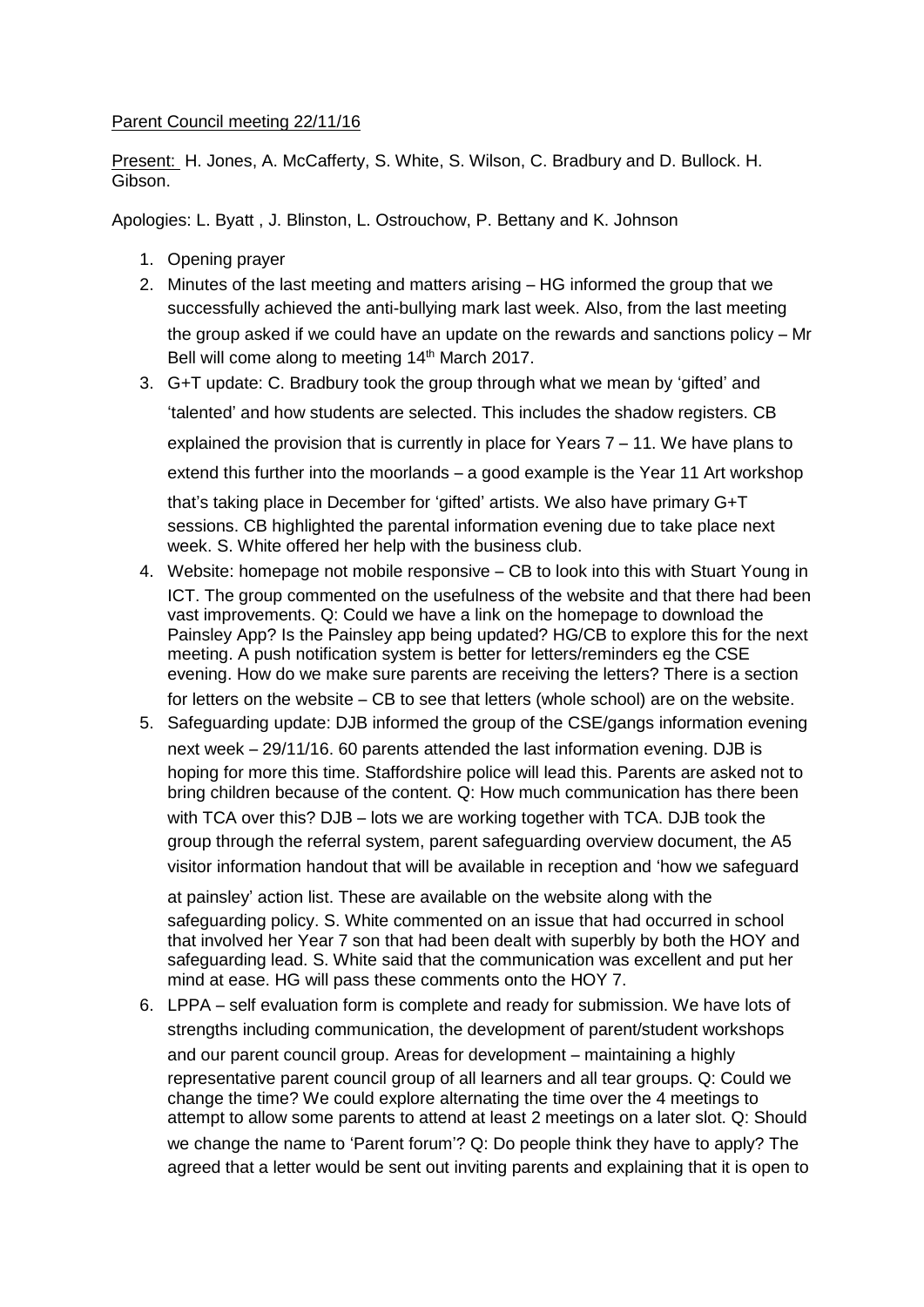Parent Council meeting 22/11/16

Present: H. Jones, A. McCafferty, S. White, S. Wilson, C. Bradbury and D. Bullock. H. Gibson.

Apologies: L. Byatt , J. Blinston, L. Ostrouchow, P. Bettany and K. Johnson

1. Opening prayer
2. Minutes of the last meeting and matters arising – HG informed the group that we successfully achieved the anti-bullying mark last week. Also, from the last meeting the group asked if we could have an update on the rewards and sanctions policy – Mr Bell will come along to meeting 14th March 2017.
3. G+T update: C. Bradbury took the group through what we mean by 'gifted' and 'talented' and how students are selected. This includes the shadow registers. CB explained the provision that is currently in place for Years 7 – 11. We have plans to extend this further into the moorlands – a good example is the Year 11 Art workshop that's taking place in December for 'gifted' artists. We also have primary G+T sessions. CB highlighted the parental information evening due to take place next week. S. White offered her help with the business club.
4. Website: homepage not mobile responsive – CB to look into this with Stuart Young in ICT. The group commented on the usefulness of the website and that there had been vast improvements. Q: Could we have a link on the homepage to download the Painsley App? Is the Painsley app being updated? HG/CB to explore this for the next meeting. A push notification system is better for letters/reminders eg the CSE evening. How do we make sure parents are receiving the letters? There is a section for letters on the website – CB to see that letters (whole school) are on the website.
5. Safeguarding update: DJB informed the group of the CSE/gangs information evening next week – 29/11/16. 60 parents attended the last information evening. DJB is hoping for more this time. Staffordshire police will lead this. Parents are asked not to bring children because of the content. Q: How much communication has there been with TCA over this? DJB – lots we are working together with TCA. DJB took the group through the referral system, parent safeguarding overview document, the A5 visitor information handout that will be available in reception and 'how we safeguard at painsley' action list. These are available on the website along with the safeguarding policy. S. White commented on an issue that had occurred in school that involved her Year 7 son that had been dealt with superbly by both the HOY and safeguarding lead. S. White said that the communication was excellent and put her mind at ease. HG will pass these comments onto the HOY 7.
6. LPPA – self evaluation form is complete and ready for submission. We have lots of strengths including communication, the development of parent/student workshops and our parent council group. Areas for development – maintaining a highly representative parent council group of all learners and all tear groups. Q: Could we change the time? We could explore alternating the time over the 4 meetings to attempt to allow some parents to attend at least 2 meetings on a later slot. Q: Should we change the name to 'Parent forum'? Q: Do people think they have to apply? The agreed that a letter would be sent out inviting parents and explaining that it is open to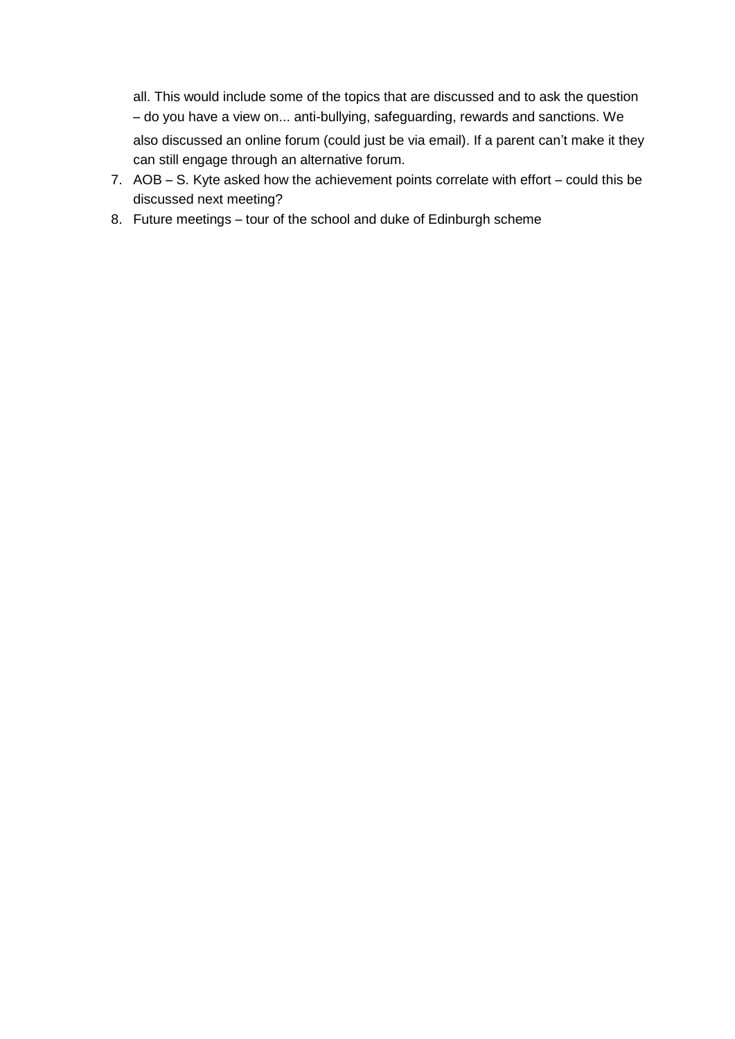all. This would include some of the topics that are discussed and to ask the question – do you have a view on... anti-bullying, safeguarding, rewards and sanctions. We also discussed an online forum (could just be via email). If a parent can't make it they can still engage through an alternative forum.

7. AOB – S. Kyte asked how the achievement points correlate with effort – could this be discussed next meeting?
8. Future meetings – tour of the school and duke of Edinburgh scheme